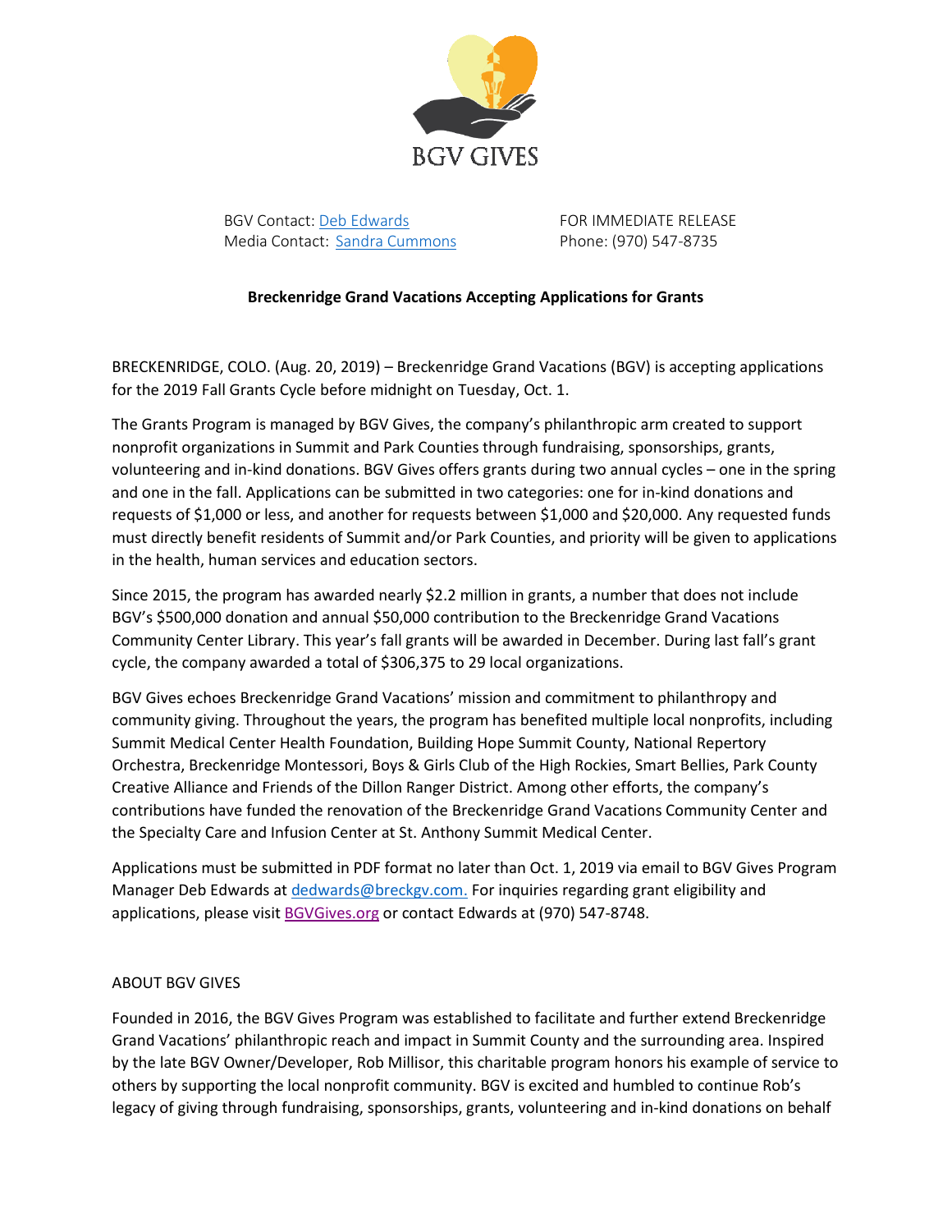BGV GIVES

BGV Contact: [Deb Edwards]
Media Contact: [Sandra Cummons]

FOR IMMEDIATE RELEASE
Phone: (970) 547-8735

**Breckenridge Grand Vacations Accepting Applications for Grants**

BRECKENRIDGE, COLO. (Aug. 20, 2019) – Breckenridge Grand Vacations (BGV) is accepting applications for the 2019 Fall Grants Cycle before midnight on Tuesday, Oct. 1.

The Grants Program is managed by BGV Gives, the company's philanthropic arm created to support nonprofit organizations in Summit and Park Counties through fundraising, sponsorships, grants, volunteering and in-kind donations. BGV Gives offers grants during two annual cycles – one in the spring and one in the fall. Applications can be submitted in two categories: one for in-kind donations and requests of $1,000 or less, and another for requests between $1,000 and $20,000. Any requested funds must directly benefit residents of Summit and/or Park Counties, and priority will be given to applications in the health, human services and education sectors.

Since 2015, the program has awarded nearly $2.2 million in grants, a number that does not include BGV's $500,000 donation and annual $50,000 contribution to the Breckenridge Grand Vacations Community Center Library. This year's fall grants will be awarded in December. During last fall's grant cycle, the company awarded a total of $306,375 to 29 local organizations.

BGV Gives echoes Breckenridge Grand Vacations' mission and commitment to philanthropy and community giving. Throughout the years, the program has benefited multiple local nonprofits, including Summit Medical Center Health Foundation, Building Hope Summit County, National Repertory Orchestra, Breckenridge Montessori, Boys & Girls Club of the High Rockies, Smart Bellies, Park County Creative Alliance and Friends of the Dillon Ranger District. Among other efforts, the company's contributions have funded the renovation of the Breckenridge Grand Vacations Community Center and the Specialty Care and Infusion Center at St. Anthony Summit Medical Center.

Applications must be submitted in PDF format no later than Oct. 1, 2019 via email to BGV Gives Program Manager Deb Edwards at dedwards@breckgv.com. For inquiries regarding grant eligibility and applications, please visit BGVGives.org or contact Edwards at (970) 547-8748.

ABOUT BGV GIVES

Founded in 2016, the BGV Gives Program was established to facilitate and further extend Breckenridge Grand Vacations' philanthropic reach and impact in Summit County and the surrounding area. Inspired by the late BGV Owner/Developer, Rob Millisor, this charitable program honors his example of service to others by supporting the local nonprofit community. BGV is excited and humbled to continue Rob's legacy of giving through fundraising, sponsorships, grants, volunteering and in-kind donations on behalf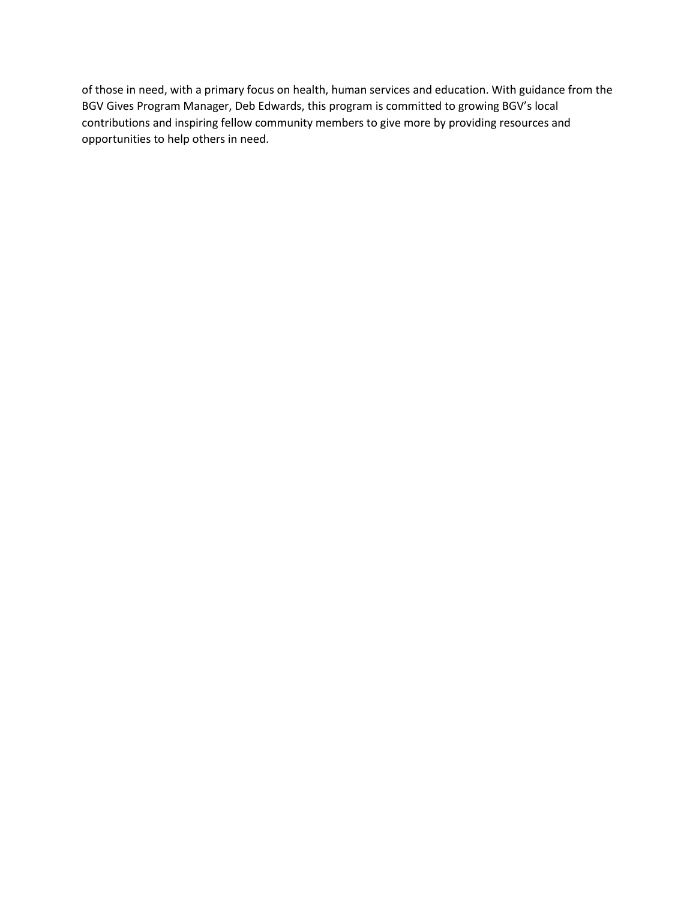of those in need, with a primary focus on health, human services and education. With guidance from the BGV Gives Program Manager, Deb Edwards, this program is committed to growing BGV's local contributions and inspiring fellow community members to give more by providing resources and opportunities to help others in need.